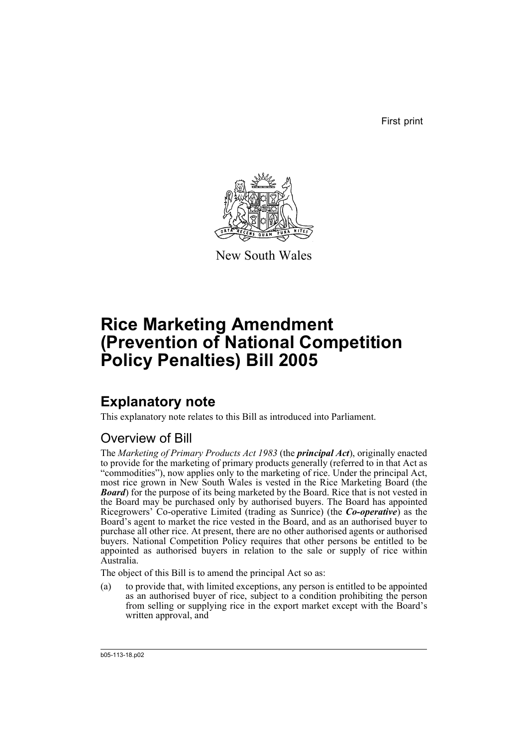First print

New South Wales

# Rice Marketing Amendment (Prevention of National Competition Policy Penalties) Bill 2005

## Explanatory note

This explanatory note relates to this Bill as introduced into Parliament.

### Overview of Bill

The *Marketing of Primary Products Act 1983* (the ***principal Act***), originally enacted to provide for the marketing of primary products generally (referred to in that Act as "commodities"), now applies only to the marketing of rice. Under the principal Act, most rice grown in New South Wales is vested in the Rice Marketing Board (the ***Board***) for the purpose of its being marketed by the Board. Rice that is not vested in the Board may be purchased only by authorised buyers. The Board has appointed Ricegrowers' Co-operative Limited (trading as Sunrice) (the ***Co-operative***) as the Board's agent to market the rice vested in the Board, and as an authorised buyer to purchase all other rice. At present, there are no other authorised agents or authorised buyers. National Competition Policy requires that other persons be entitled to be appointed as authorised buyers in relation to the sale or supply of rice within Australia.

The object of this Bill is to amend the principal Act so as:

(a) to provide that, with limited exceptions, any person is entitled to be appointed as an authorised buyer of rice, subject to a condition prohibiting the person from selling or supplying rice in the export market except with the Board's written approval, and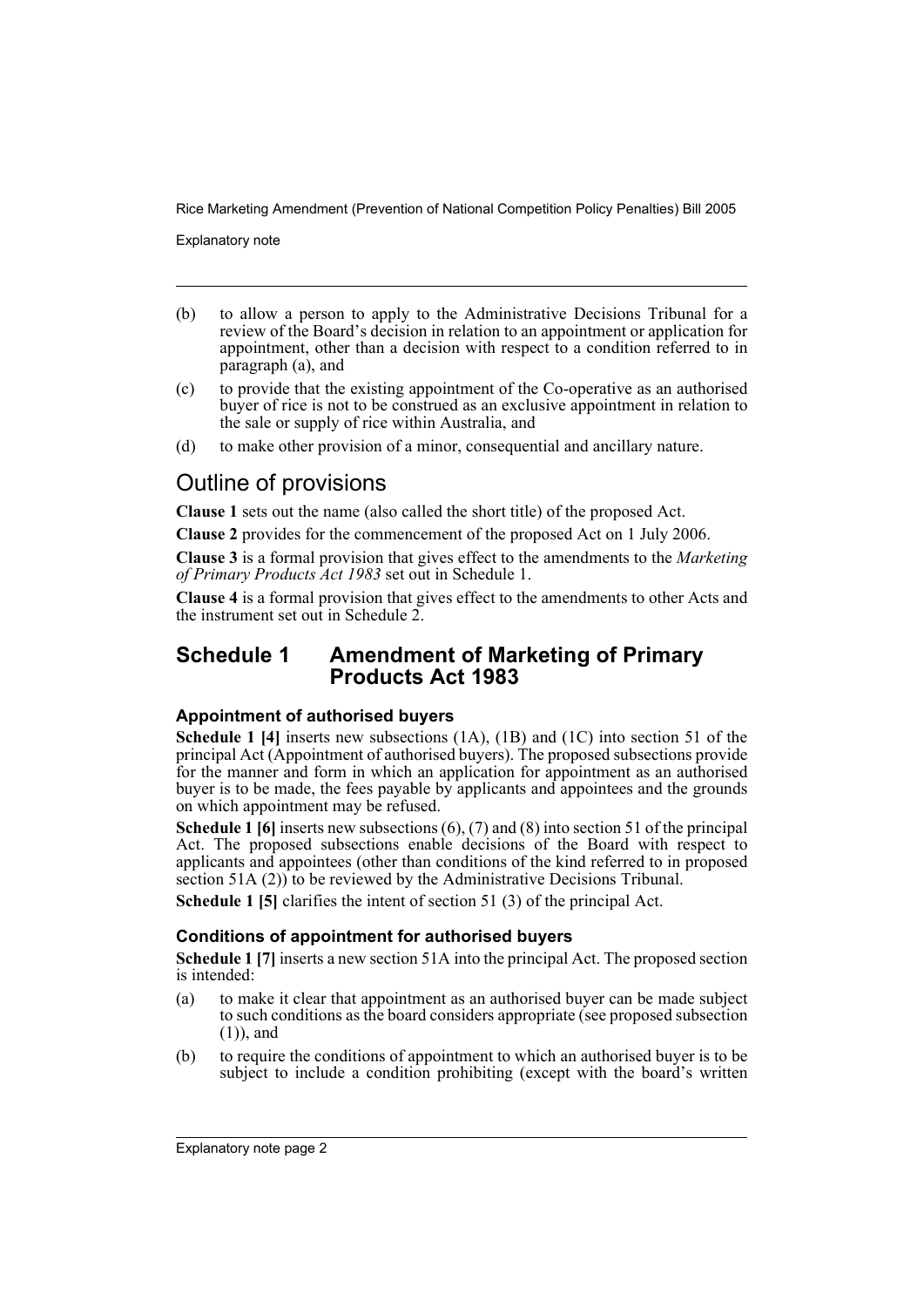(b) to allow a person to apply to the Administrative Decisions Tribunal for a review of the Board's decision in relation to an appointment or application for appointment, other than a decision with respect to a condition referred to in paragraph (a), and

(c) to provide that the existing appointment of the Co-operative as an authorised buyer of rice is not to be construed as an exclusive appointment in relation to the sale or supply of rice within Australia, and

(d) to make other provision of a minor, consequential and ancillary nature.

## Outline of provisions

**Clause 1** sets out the name (also called the short title) of the proposed Act.

**Clause 2** provides for the commencement of the proposed Act on 1 July 2006.

**Clause 3** is a formal provision that gives effect to the amendments to the *Marketing of Primary Products Act 1983* set out in Schedule 1.

**Clause 4** is a formal provision that gives effect to the amendments to other Acts and the instrument set out in Schedule 2.

## Schedule 1 Amendment of Marketing of Primary Products Act 1983

### Appointment of authorised buyers

**Schedule 1 [4]** inserts new subsections (1A), (1B) and (1C) into section 51 of the principal Act (Appointment of authorised buyers). The proposed subsections provide for the manner and form in which an application for appointment as an authorised buyer is to be made, the fees payable by applicants and appointees and the grounds on which appointment may be refused.

**Schedule 1 [6]** inserts new subsections (6), (7) and (8) into section 51 of the principal Act. The proposed subsections enable decisions of the Board with respect to applicants and appointees (other than conditions of the kind referred to in proposed section 51A (2)) to be reviewed by the Administrative Decisions Tribunal.

**Schedule 1 [5]** clarifies the intent of section 51 (3) of the principal Act.

### Conditions of appointment for authorised buyers

**Schedule 1 [7]** inserts a new section 51A into the principal Act. The proposed section is intended:

(a) to make it clear that appointment as an authorised buyer can be made subject to such conditions as the board considers appropriate (see proposed subsection (1)), and

(b) to require the conditions of appointment to which an authorised buyer is to be subject to include a condition prohibiting (except with the board's written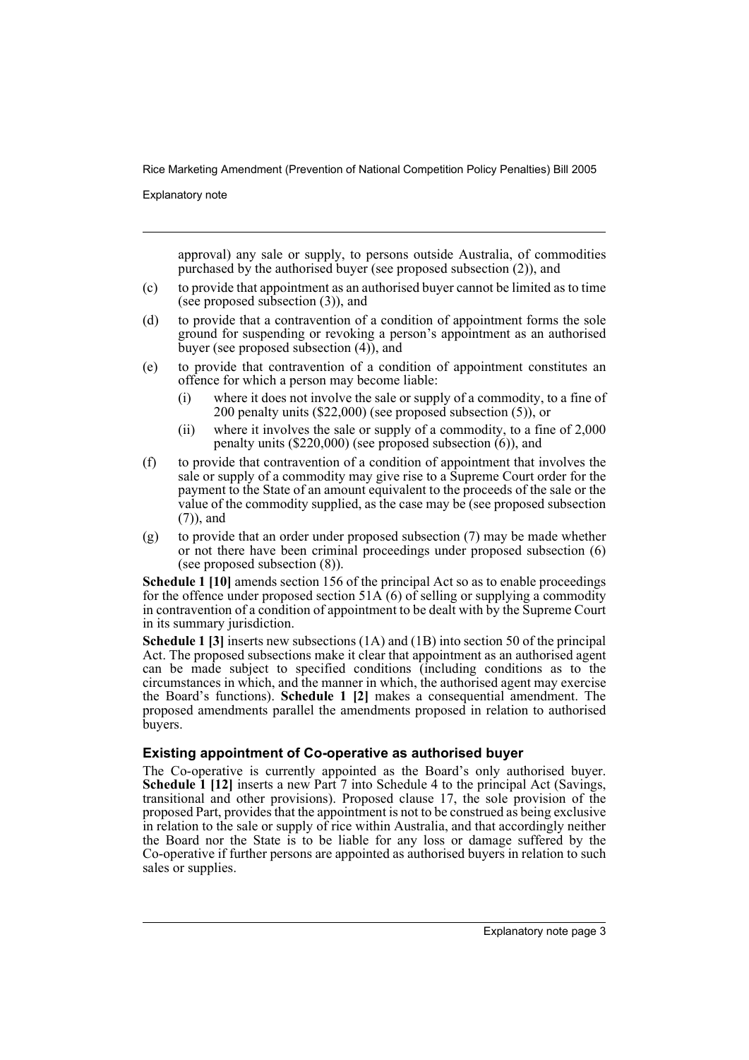approval) any sale or supply, to persons outside Australia, of commodities purchased by the authorised buyer (see proposed subsection (2)), and

(c) to provide that appointment as an authorised buyer cannot be limited as to time (see proposed subsection (3)), and

(d) to provide that a contravention of a condition of appointment forms the sole ground for suspending or revoking a person's appointment as an authorised buyer (see proposed subsection (4)), and

(e) to provide that contravention of a condition of appointment constitutes an offence for which a person may become liable:

    (i) where it does not involve the sale or supply of a commodity, to a fine of 200 penalty units ($22,000) (see proposed subsection (5)), or

    (ii) where it involves the sale or supply of a commodity, to a fine of 2,000 penalty units ($220,000) (see proposed subsection (6)), and

(f) to provide that contravention of a condition of appointment that involves the sale or supply of a commodity may give rise to a Supreme Court order for the payment to the State of an amount equivalent to the proceeds of the sale or the value of the commodity supplied, as the case may be (see proposed subsection (7)), and

(g) to provide that an order under proposed subsection (7) may be made whether or not there have been criminal proceedings under proposed subsection (6) (see proposed subsection (8)).

**Schedule 1 [10]** amends section 156 of the principal Act so as to enable proceedings for the offence under proposed section 51A (6) of selling or supplying a commodity in contravention of a condition of appointment to be dealt with by the Supreme Court in its summary jurisdiction.

**Schedule 1 [3]** inserts new subsections (1A) and (1B) into section 50 of the principal Act. The proposed subsections make it clear that appointment as an authorised agent can be made subject to specified conditions (including conditions as to the circumstances in which, and the manner in which, the authorised agent may exercise the Board's functions). **Schedule 1 [2]** makes a consequential amendment. The proposed amendments parallel the amendments proposed in relation to authorised buyers.

### Existing appointment of Co-operative as authorised buyer

The Co-operative is currently appointed as the Board's only authorised buyer. **Schedule 1 [12]** inserts a new Part 7 into Schedule 4 to the principal Act (Savings, transitional and other provisions). Proposed clause 17, the sole provision of the proposed Part, provides that the appointment is not to be construed as being exclusive in relation to the sale or supply of rice within Australia, and that accordingly neither the Board nor the State is to be liable for any loss or damage suffered by the Co-operative if further persons are appointed as authorised buyers in relation to such sales or supplies.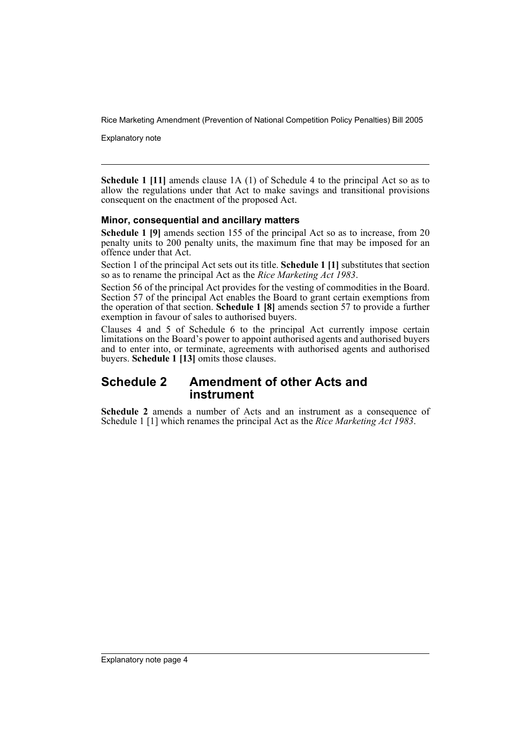**Schedule 1 [11]** amends clause 1A (1) of Schedule 4 to the principal Act so as to allow the regulations under that Act to make savings and transitional provisions consequent on the enactment of the proposed Act.

### Minor, consequential and ancillary matters

**Schedule 1 [9]** amends section 155 of the principal Act so as to increase, from 20 penalty units to 200 penalty units, the maximum fine that may be imposed for an offence under that Act.

Section 1 of the principal Act sets out its title. **Schedule 1 [1]** substitutes that section so as to rename the principal Act as the *Rice Marketing Act 1983*.

Section 56 of the principal Act provides for the vesting of commodities in the Board. Section 57 of the principal Act enables the Board to grant certain exemptions from the operation of that section. **Schedule 1 [8]** amends section 57 to provide a further exemption in favour of sales to authorised buyers.

Clauses 4 and 5 of Schedule 6 to the principal Act currently impose certain limitations on the Board's power to appoint authorised agents and authorised buyers and to enter into, or terminate, agreements with authorised agents and authorised buyers. **Schedule 1 [13]** omits those clauses.

## Schedule 2 Amendment of other Acts and instrument

**Schedule 2** amends a number of Acts and an instrument as a consequence of Schedule 1 [1] which renames the principal Act as the *Rice Marketing Act 1983*.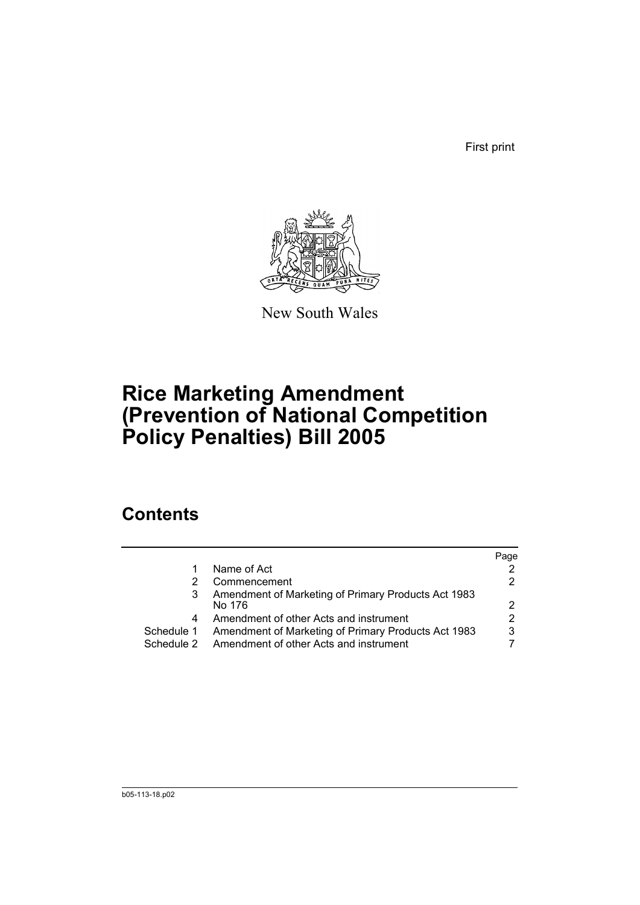First print

New South Wales

# Rice Marketing Amendment (Prevention of National Competition Policy Penalties) Bill 2005

## Contents

| | | Page |
|---|---|---|
| 1 | Name of Act | 2 |
| 2 | Commencement | 2 |
| 3 | Amendment of Marketing of Primary Products Act 1983 No 176 | 2 |
| 4 | Amendment of other Acts and instrument | 2 |
| Schedule 1 | Amendment of Marketing of Primary Products Act 1983 | 3 |
| Schedule 2 | Amendment of other Acts and instrument | 7 |

b05-113-18.p02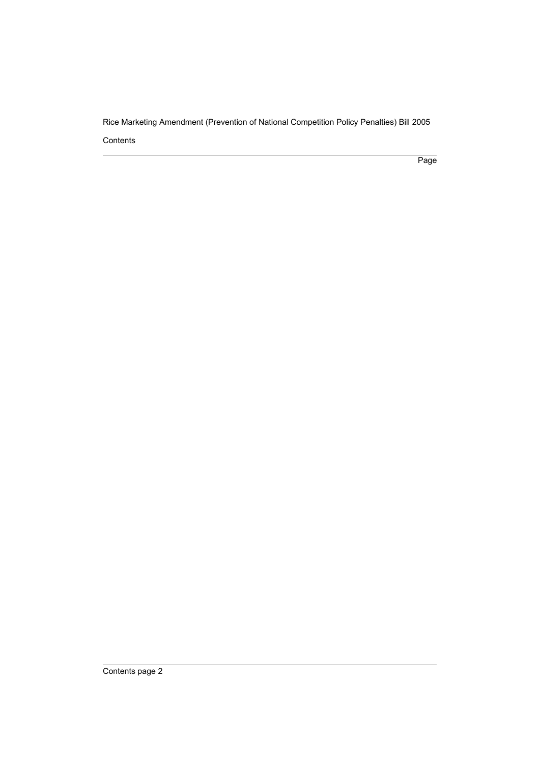Contents

Page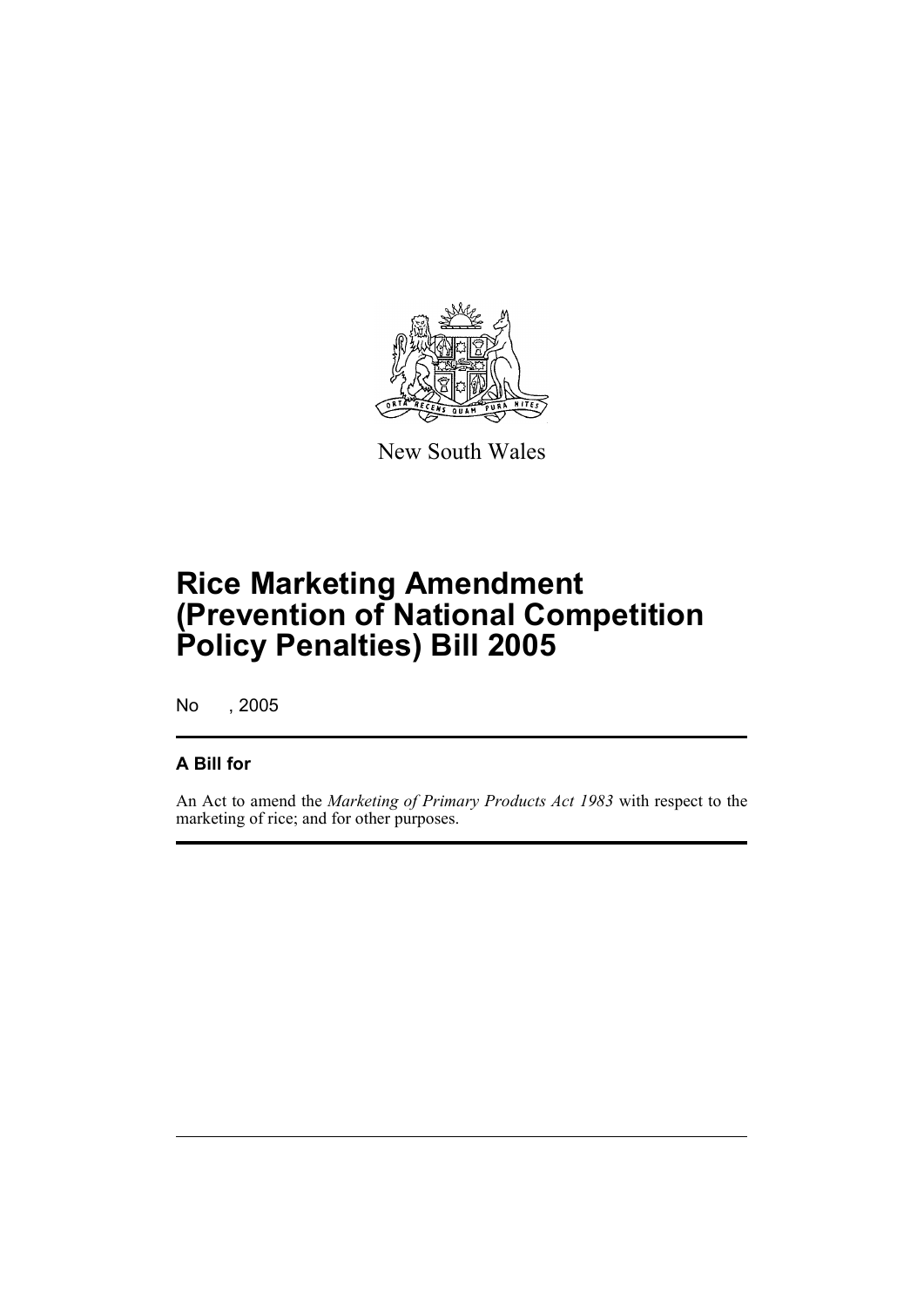New South Wales

# Rice Marketing Amendment (Prevention of National Competition Policy Penalties) Bill 2005

No , 2005

## A Bill for

An Act to amend the *Marketing of Primary Products Act 1983* with respect to the marketing of rice; and for other purposes.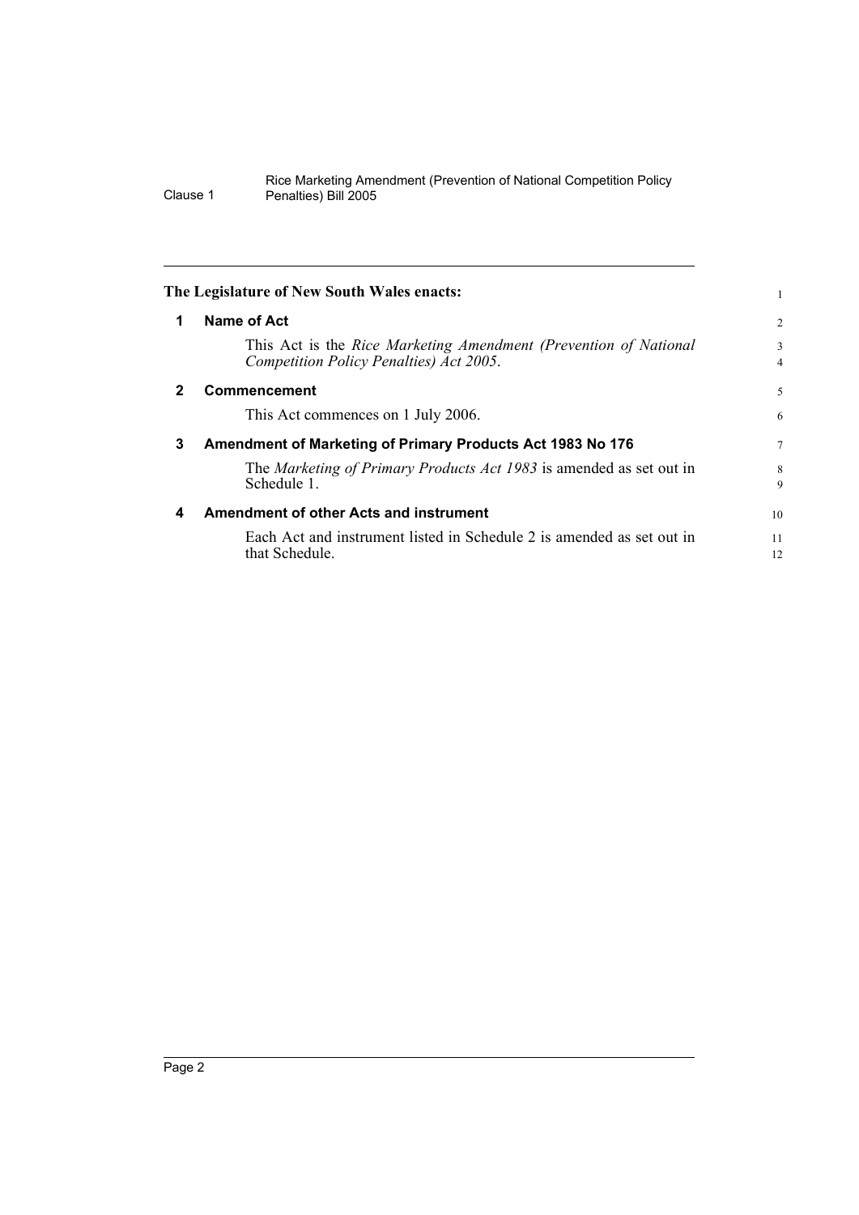**The Legislature of New South Wales enacts:**

## 1 Name of Act

This Act is the *Rice Marketing Amendment (Prevention of National Competition Policy Penalties) Act 2005*.

## 2 Commencement

This Act commences on 1 July 2006.

## 3 Amendment of Marketing of Primary Products Act 1983 No 176

The *Marketing of Primary Products Act 1983* is amended as set out in Schedule 1.

## 4 Amendment of other Acts and instrument

Each Act and instrument listed in Schedule 2 is amended as set out in that Schedule.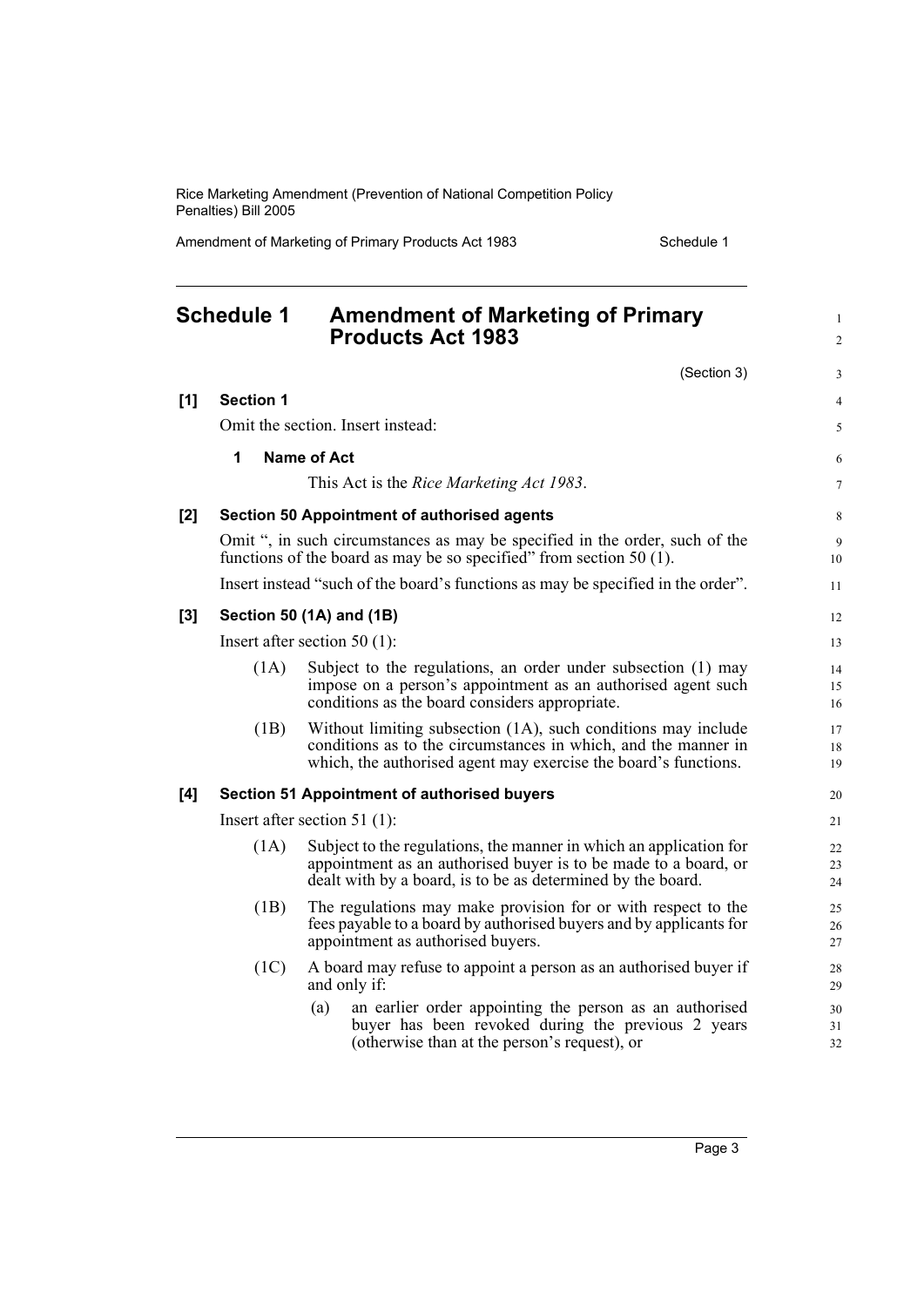## Schedule 1 Amendment of Marketing of Primary Products Act 1983

(Section 3)

**[1] Section 1**

Omit the section. Insert instead:

**1 Name of Act**

This Act is the *Rice Marketing Act 1983*.

**[2] Section 50 Appointment of authorised agents**

Omit ", in such circumstances as may be specified in the order, such of the functions of the board as may be so specified" from section 50 (1).

Insert instead "such of the board's functions as may be specified in the order".

**[3] Section 50 (1A) and (1B)**

Insert after section 50 (1):

(1A) Subject to the regulations, an order under subsection (1) may impose on a person's appointment as an authorised agent such conditions as the board considers appropriate.

(1B) Without limiting subsection (1A), such conditions may include conditions as to the circumstances in which, and the manner in which, the authorised agent may exercise the board's functions.

**[4] Section 51 Appointment of authorised buyers**

Insert after section 51 (1):

(1A) Subject to the regulations, the manner in which an application for appointment as an authorised buyer is to be made to a board, or dealt with by a board, is to be as determined by the board.

(1B) The regulations may make provision for or with respect to the fees payable to a board by authorised buyers and by applicants for appointment as authorised buyers.

(1C) A board may refuse to appoint a person as an authorised buyer if and only if:

(a) an earlier order appointing the person as an authorised buyer has been revoked during the previous 2 years (otherwise than at the person's request), or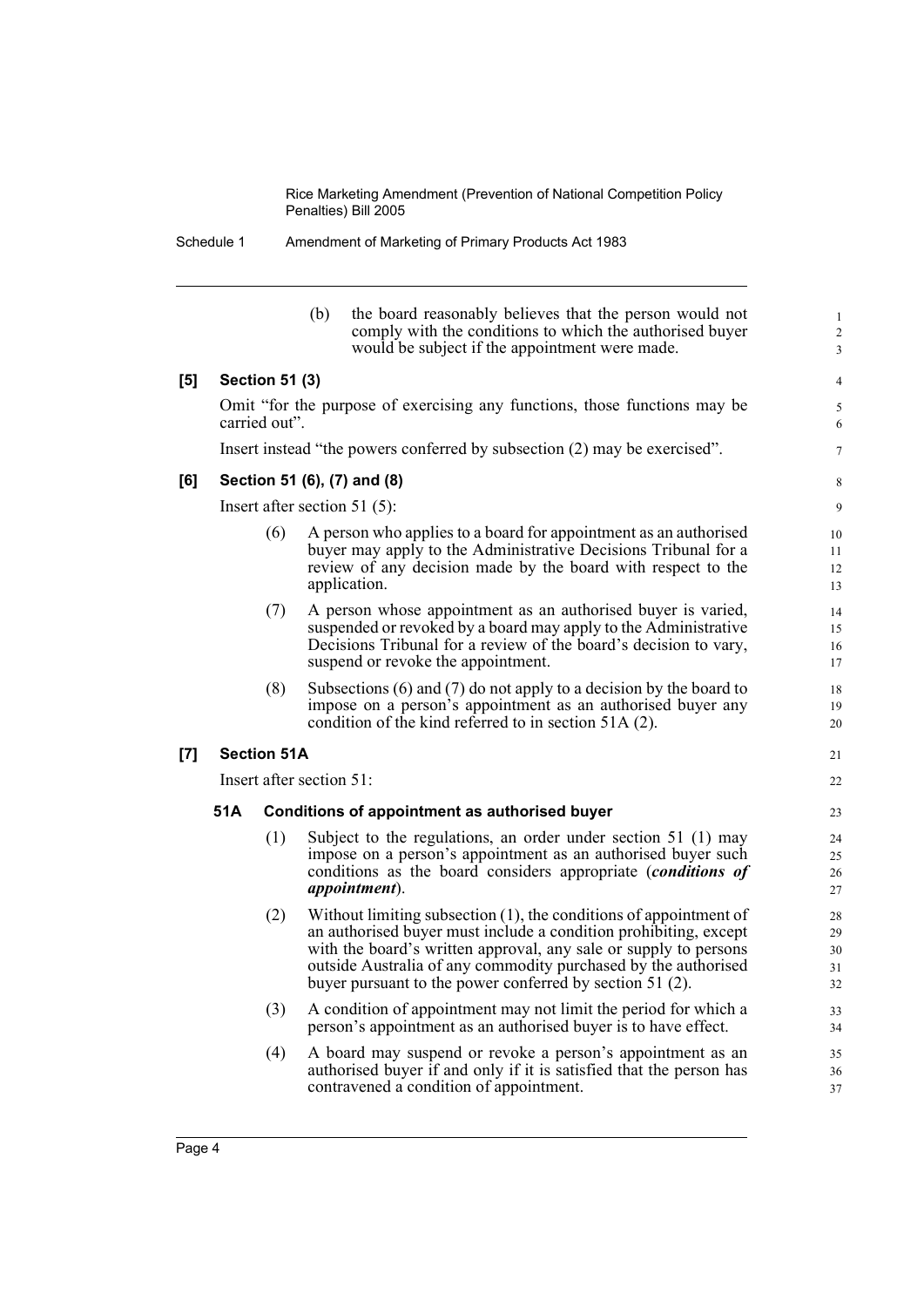(b) the board reasonably believes that the person would not comply with the conditions to which the authorised buyer would be subject if the appointment were made.

**[5] Section 51 (3)**

Omit "for the purpose of exercising any functions, those functions may be carried out".

Insert instead "the powers conferred by subsection (2) may be exercised".

**[6] Section 51 (6), (7) and (8)**

Insert after section 51 (5):

(6) A person who applies to a board for appointment as an authorised buyer may apply to the Administrative Decisions Tribunal for a review of any decision made by the board with respect to the application.

(7) A person whose appointment as an authorised buyer is varied, suspended or revoked by a board may apply to the Administrative Decisions Tribunal for a review of the board's decision to vary, suspend or revoke the appointment.

(8) Subsections (6) and (7) do not apply to a decision by the board to impose on a person's appointment as an authorised buyer any condition of the kind referred to in section 51A (2).

**[7] Section 51A**

Insert after section 51:

**51A Conditions of appointment as authorised buyer**

(1) Subject to the regulations, an order under section 51 (1) may impose on a person's appointment as an authorised buyer such conditions as the board considers appropriate (***conditions of appointment***).

(2) Without limiting subsection (1), the conditions of appointment of an authorised buyer must include a condition prohibiting, except with the board's written approval, any sale or supply to persons outside Australia of any commodity purchased by the authorised buyer pursuant to the power conferred by section 51 (2).

(3) A condition of appointment may not limit the period for which a person's appointment as an authorised buyer is to have effect.

(4) A board may suspend or revoke a person's appointment as an authorised buyer if and only if it is satisfied that the person has contravened a condition of appointment.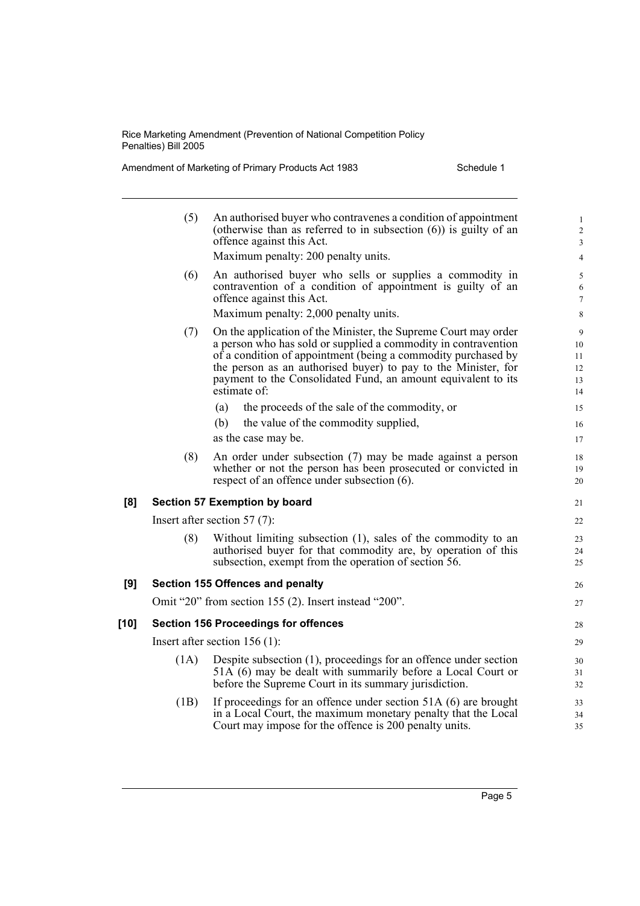(5) An authorised buyer who contravenes a condition of appointment (otherwise than as referred to in subsection (6)) is guilty of an offence against this Act.

Maximum penalty: 200 penalty units.

(6) An authorised buyer who sells or supplies a commodity in contravention of a condition of appointment is guilty of an offence against this Act.

Maximum penalty: 2,000 penalty units.

(7) On the application of the Minister, the Supreme Court may order a person who has sold or supplied a commodity in contravention of a condition of appointment (being a commodity purchased by the person as an authorised buyer) to pay to the Minister, for payment to the Consolidated Fund, an amount equivalent to its estimate of:

(a) the proceeds of the sale of the commodity, or

(b) the value of the commodity supplied,

as the case may be.

(8) An order under subsection (7) may be made against a person whether or not the person has been prosecuted or convicted in respect of an offence under subsection (6).

**[8] Section 57 Exemption by board**

Insert after section 57 (7):

(8) Without limiting subsection (1), sales of the commodity to an authorised buyer for that commodity are, by operation of this subsection, exempt from the operation of section 56.

**[9] Section 155 Offences and penalty**

Omit "20" from section 155 (2). Insert instead "200".

**[10] Section 156 Proceedings for offences**

Insert after section 156 (1):

(1A) Despite subsection (1), proceedings for an offence under section 51A (6) may be dealt with summarily before a Local Court or before the Supreme Court in its summary jurisdiction.

(1B) If proceedings for an offence under section 51A (6) are brought in a Local Court, the maximum monetary penalty that the Local Court may impose for the offence is 200 penalty units.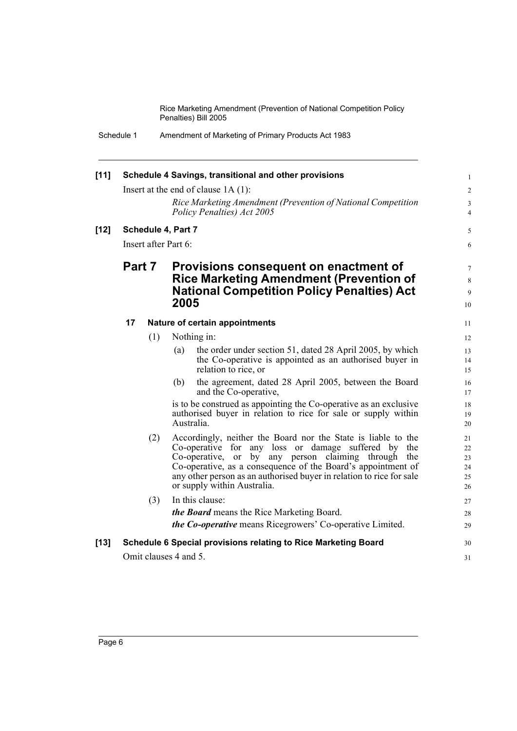**[11] Schedule 4 Savings, transitional and other provisions**

Insert at the end of clause 1A (1):

*Rice Marketing Amendment (Prevention of National Competition Policy Penalties) Act 2005*

**[12] Schedule 4, Part 7**

Insert after Part 6:

## Part 7 Provisions consequent on enactment of Rice Marketing Amendment (Prevention of National Competition Policy Penalties) Act 2005

### 17 Nature of certain appointments

(1) Nothing in:

(a) the order under section 51, dated 28 April 2005, by which the Co-operative is appointed as an authorised buyer in relation to rice, or

(b) the agreement, dated 28 April 2005, between the Board and the Co-operative,

is to be construed as appointing the Co-operative as an exclusive authorised buyer in relation to rice for sale or supply within Australia.

(2) Accordingly, neither the Board nor the State is liable to the Co-operative for any loss or damage suffered by the Co-operative, or by any person claiming through the Co-operative, as a consequence of the Board's appointment of any other person as an authorised buyer in relation to rice for sale or supply within Australia.

(3) In this clause:

***the Board*** means the Rice Marketing Board.

***the Co-operative*** means Ricegrowers' Co-operative Limited.

**[13] Schedule 6 Special provisions relating to Rice Marketing Board**

Omit clauses 4 and 5.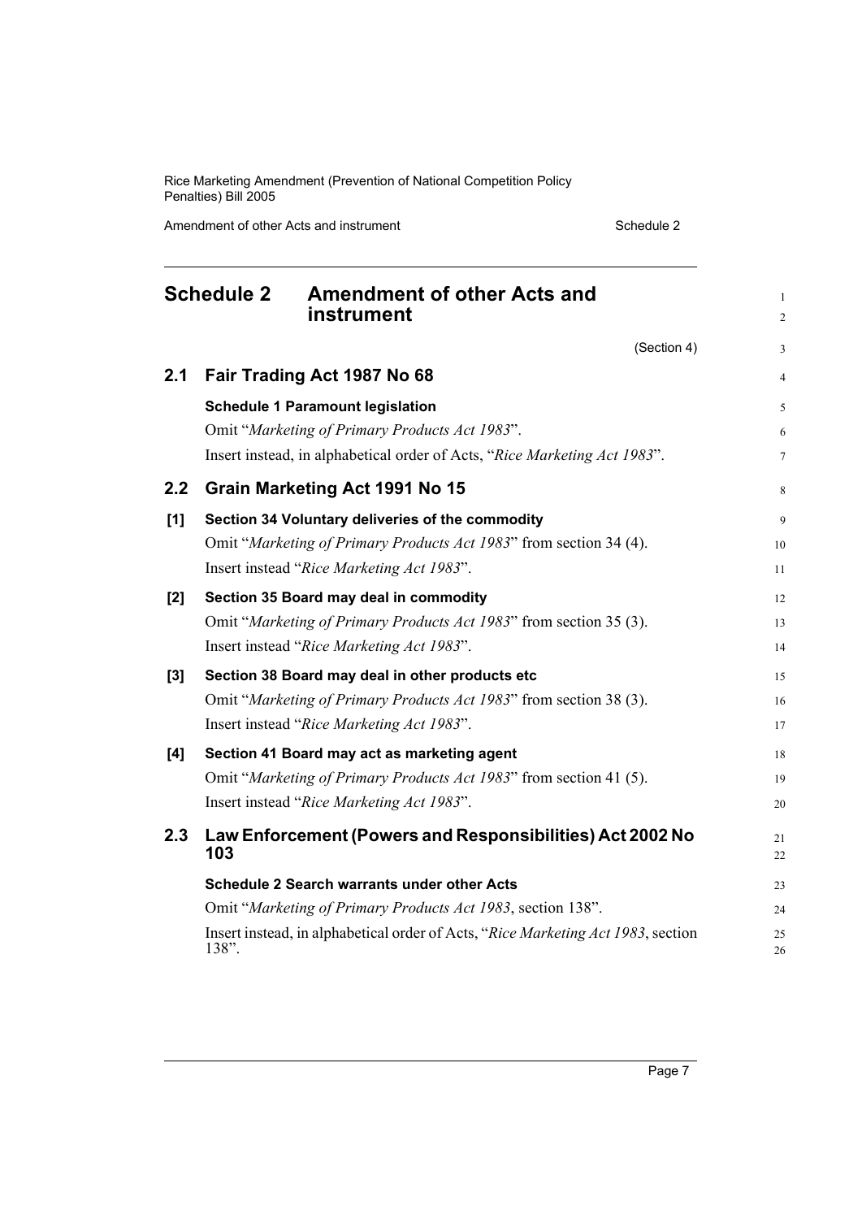# Schedule 2 Amendment of other Acts and instrument

(Section 4)

## 2.1 Fair Trading Act 1987 No 68

**Schedule 1 Paramount legislation**

Omit "*Marketing of Primary Products Act 1983*".

Insert instead, in alphabetical order of Acts, "*Rice Marketing Act 1983*".

## 2.2 Grain Marketing Act 1991 No 15

**[1] Section 34 Voluntary deliveries of the commodity**

Omit "*Marketing of Primary Products Act 1983*" from section 34 (4).

Insert instead "*Rice Marketing Act 1983*".

**[2] Section 35 Board may deal in commodity**

Omit "*Marketing of Primary Products Act 1983*" from section 35 (3).

Insert instead "*Rice Marketing Act 1983*".

**[3] Section 38 Board may deal in other products etc**

Omit "*Marketing of Primary Products Act 1983*" from section 38 (3).

Insert instead "*Rice Marketing Act 1983*".

**[4] Section 41 Board may act as marketing agent**

Omit "*Marketing of Primary Products Act 1983*" from section 41 (5).

Insert instead "*Rice Marketing Act 1983*".

## 2.3 Law Enforcement (Powers and Responsibilities) Act 2002 No 103

**Schedule 2 Search warrants under other Acts**

Omit "*Marketing of Primary Products Act 1983*, section 138".

Insert instead, in alphabetical order of Acts, "*Rice Marketing Act 1983*, section 138".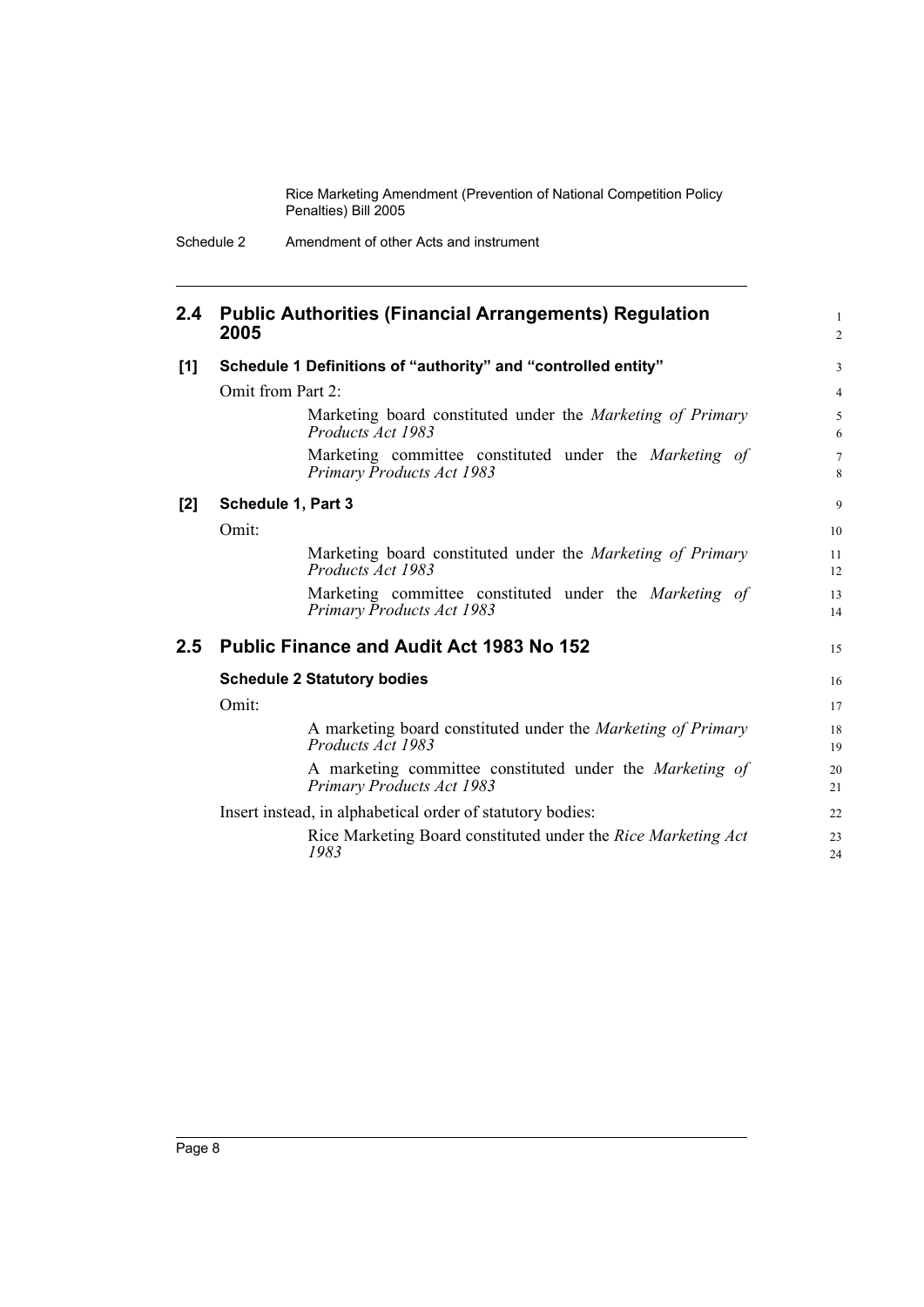## 2.4 Public Authorities (Financial Arrangements) Regulation 2005

**[1] Schedule 1 Definitions of "authority" and "controlled entity"**

Omit from Part 2:

> Marketing board constituted under the *Marketing of Primary Products Act 1983*
>
> Marketing committee constituted under the *Marketing of Primary Products Act 1983*

**[2] Schedule 1, Part 3**

Omit:

> Marketing board constituted under the *Marketing of Primary Products Act 1983*
>
> Marketing committee constituted under the *Marketing of Primary Products Act 1983*

## 2.5 Public Finance and Audit Act 1983 No 152

**Schedule 2 Statutory bodies**

Omit:

> A marketing board constituted under the *Marketing of Primary Products Act 1983*
>
> A marketing committee constituted under the *Marketing of Primary Products Act 1983*

Insert instead, in alphabetical order of statutory bodies:

> Rice Marketing Board constituted under the *Rice Marketing Act 1983*